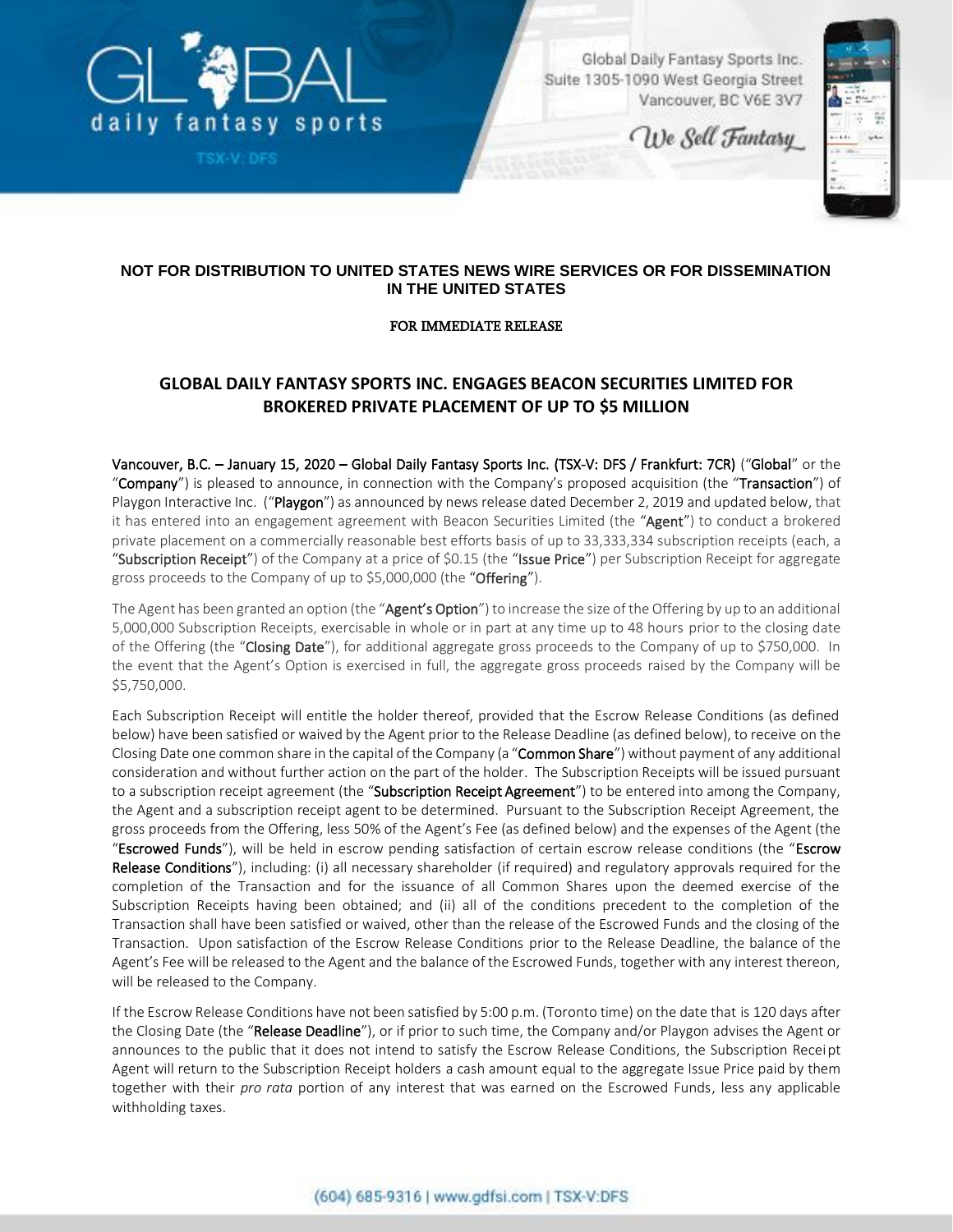**NOT FOR DISTRIBUTION TO UNITED STATES NEWS WIRE SERVICES OR FOR DISSEMINATION IN THE UNITED STATES**

FOR IMMEDIATE RELEASE

# GLOBAL DAILY FANTASY SPORTS INC. ENGAGES BEACON SECURITIES LIMITED FOR BROKERED PRIVATE PLACEMENT OF UP TO $5 MILLION

Vancouver, B.C. – January 15, 2020 – Global Daily Fantasy Sports Inc. (TSX-V: DFS / Frankfurt: 7CR) ("**Global**" or the "**Company**") is pleased to announce, in connection with the Company's proposed acquisition (the "**Transaction**") of Playgon Interactive Inc. ("**Playgon**") as announced by news release dated December 2, 2019 and updated below, that it has entered into an engagement agreement with Beacon Securities Limited (the "**Agent**") to conduct a brokered private placement on a commercially reasonable best efforts basis of up to 33,333,334 subscription receipts (each, a "**Subscription Receipt**") of the Company at a price of $0.15 (the "**Issue Price**") per Subscription Receipt for aggregate gross proceeds to the Company of up to $5,000,000 (the "**Offering**").

The Agent has been granted an option (the "**Agent's Option**") to increase the size of the Offering by up to an additional 5,000,000 Subscription Receipts, exercisable in whole or in part at any time up to 48 hours prior to the closing date of the Offering (the "**Closing Date**"), for additional aggregate gross proceeds to the Company of up to $750,000. In the event that the Agent's Option is exercised in full, the aggregate gross proceeds raised by the Company will be $5,750,000.

Each Subscription Receipt will entitle the holder thereof, provided that the Escrow Release Conditions (as defined below) have been satisfied or waived by the Agent prior to the Release Deadline (as defined below), to receive on the Closing Date one common share in the capital of the Company (a "**Common Share**") without payment of any additional consideration and without further action on the part of the holder. The Subscription Receipts will be issued pursuant to a subscription receipt agreement (the "**Subscription Receipt Agreement**") to be entered into among the Company, the Agent and a subscription receipt agent to be determined. Pursuant to the Subscription Receipt Agreement, the gross proceeds from the Offering, less 50% of the Agent's Fee (as defined below) and the expenses of the Agent (the "**Escrowed Funds**"), will be held in escrow pending satisfaction of certain escrow release conditions (the "**Escrow Release Conditions**"), including: (i) all necessary shareholder (if required) and regulatory approvals required for the completion of the Transaction and for the issuance of all Common Shares upon the deemed exercise of the Subscription Receipts having been obtained; and (ii) all of the conditions precedent to the completion of the Transaction shall have been satisfied or waived, other than the release of the Escrowed Funds and the closing of the Transaction. Upon satisfaction of the Escrow Release Conditions prior to the Release Deadline, the balance of the Agent's Fee will be released to the Agent and the balance of the Escrowed Funds, together with any interest thereon, will be released to the Company.

If the Escrow Release Conditions have not been satisfied by 5:00 p.m. (Toronto time) on the date that is 120 days after the Closing Date (the "**Release Deadline**"), or if prior to such time, the Company and/or Playgon advises the Agent or announces to the public that it does not intend to satisfy the Escrow Release Conditions, the Subscription Receipt Agent will return to the Subscription Receipt holders a cash amount equal to the aggregate Issue Price paid by them together with their *pro rata* portion of any interest that was earned on the Escrowed Funds, less any applicable withholding taxes.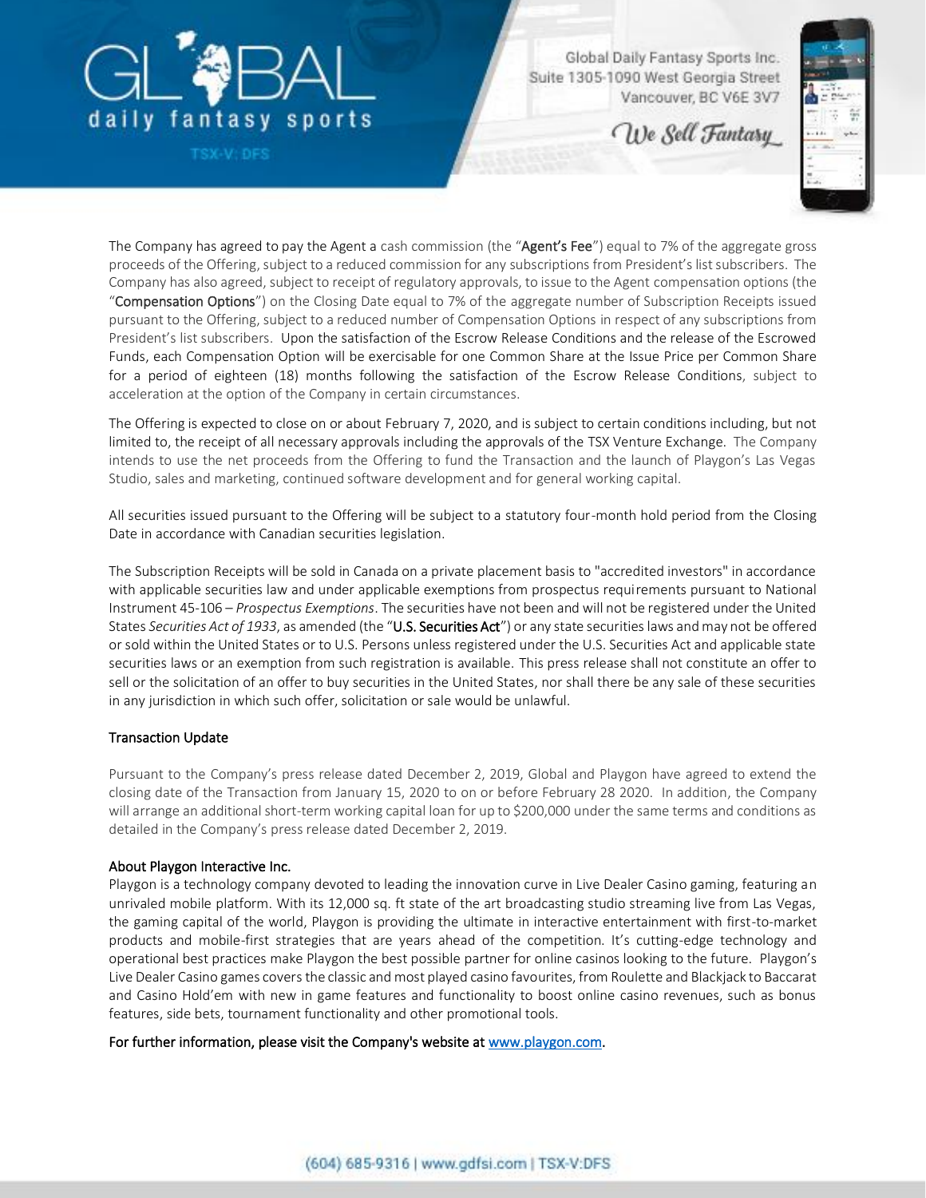The Company has agreed to pay the Agent a cash commission (the "**Agent's Fee**") equal to 7% of the aggregate gross proceeds of the Offering, subject to a reduced commission for any subscriptions from President's list subscribers. The Company has also agreed, subject to receipt of regulatory approvals, to issue to the Agent compensation options (the "**Compensation Options**") on the Closing Date equal to 7% of the aggregate number of Subscription Receipts issued pursuant to the Offering, subject to a reduced number of Compensation Options in respect of any subscriptions from President's list subscribers. Upon the satisfaction of the Escrow Release Conditions and the release of the Escrowed Funds, each Compensation Option will be exercisable for one Common Share at the Issue Price per Common Share for a period of eighteen (18) months following the satisfaction of the Escrow Release Conditions, subject to acceleration at the option of the Company in certain circumstances.

The Offering is expected to close on or about February 7, 2020, and is subject to certain conditions including, but not limited to, the receipt of all necessary approvals including the approvals of the TSX Venture Exchange. The Company intends to use the net proceeds from the Offering to fund the Transaction and the launch of Playgon's Las Vegas Studio, sales and marketing, continued software development and for general working capital.

All securities issued pursuant to the Offering will be subject to a statutory four-month hold period from the Closing Date in accordance with Canadian securities legislation.

The Subscription Receipts will be sold in Canada on a private placement basis to "accredited investors" in accordance with applicable securities law and under applicable exemptions from prospectus requirements pursuant to National Instrument 45-106 – *Prospectus Exemptions*. The securities have not been and will not be registered under the United States *Securities Act of 1933*, as amended (the "**U.S. Securities Act**") or any state securities laws and may not be offered or sold within the United States or to U.S. Persons unless registered under the U.S. Securities Act and applicable state securities laws or an exemption from such registration is available. This press release shall not constitute an offer to sell or the solicitation of an offer to buy securities in the United States, nor shall there be any sale of these securities in any jurisdiction in which such offer, solicitation or sale would be unlawful.

## Transaction Update

Pursuant to the Company's press release dated December 2, 2019, Global and Playgon have agreed to extend the closing date of the Transaction from January 15, 2020 to on or before February 28 2020. In addition, the Company will arrange an additional short-term working capital loan for up to $200,000 under the same terms and conditions as detailed in the Company's press release dated December 2, 2019.

## About Playgon Interactive Inc.

Playgon is a technology company devoted to leading the innovation curve in Live Dealer Casino gaming, featuring an unrivaled mobile platform. With its 12,000 sq. ft state of the art broadcasting studio streaming live from Las Vegas, the gaming capital of the world, Playgon is providing the ultimate in interactive entertainment with first-to-market products and mobile-first strategies that are years ahead of the competition. It's cutting-edge technology and operational best practices make Playgon the best possible partner for online casinos looking to the future. Playgon's Live Dealer Casino games covers the classic and most played casino favourites, from Roulette and Blackjack to Baccarat and Casino Hold'em with new in game features and functionality to boost online casino revenues, such as bonus features, side bets, tournament functionality and other promotional tools.

**For further information, please visit the Company's website at [www.playgon.com](http://www.playgon.com).**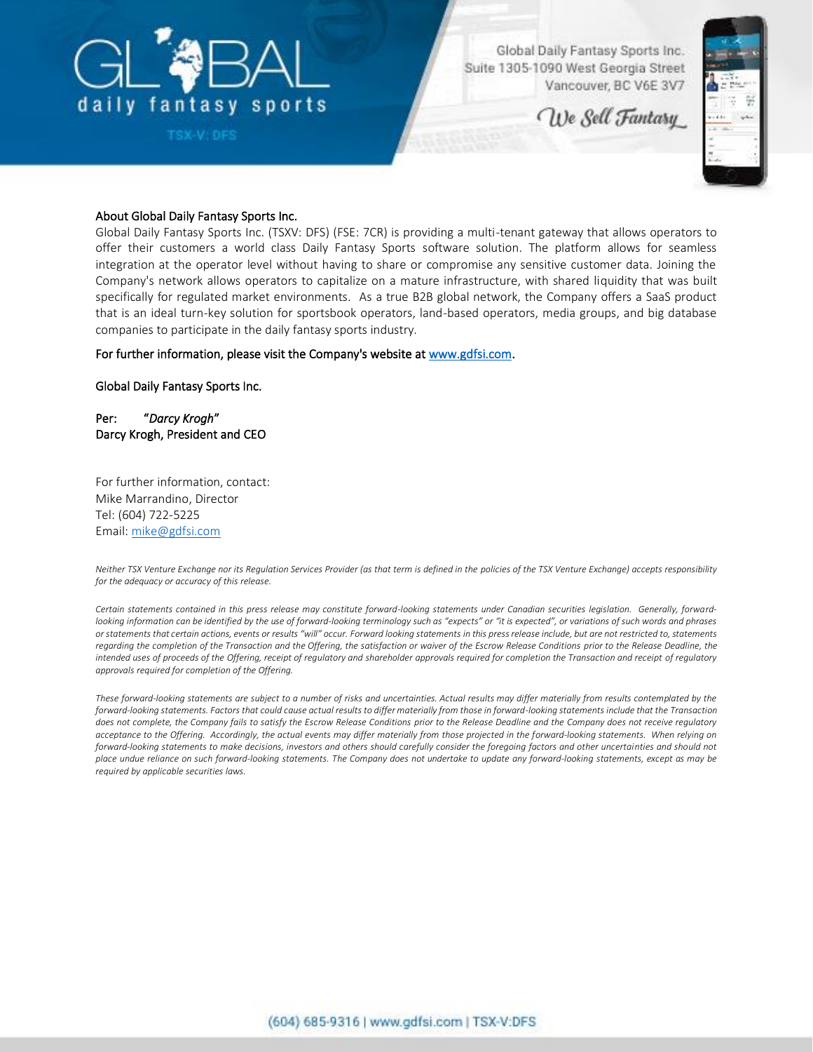**About Global Daily Fantasy Sports Inc.**

Global Daily Fantasy Sports Inc. (TSXV: DFS) (FSE: 7CR) is providing a multi-tenant gateway that allows operators to offer their customers a world class Daily Fantasy Sports software solution. The platform allows for seamless integration at the operator level without having to share or compromise any sensitive customer data. Joining the Company's network allows operators to capitalize on a mature infrastructure, with shared liquidity that was built specifically for regulated market environments. As a true B2B global network, the Company offers a SaaS product that is an ideal turn-key solution for sportsbook operators, land-based operators, media groups, and big database companies to participate in the daily fantasy sports industry.

For further information, please visit the Company's website at [www.gdfsi.com](http://www.gdfsi.com).

Global Daily Fantasy Sports Inc.

Per: "*Darcy Krogh*"
Darcy Krogh, President and CEO

For further information, contact:
Mike Marrandino, Director
Tel: (604) 722-5225
Email: [mike@gdfsi.com](mailto:mike@gdfsi.com)

*Neither TSX Venture Exchange nor its Regulation Services Provider (as that term is defined in the policies of the TSX Venture Exchange) accepts responsibility for the adequacy or accuracy of this release.*

*Certain statements contained in this press release may constitute forward-looking statements under Canadian securities legislation. Generally, forward-looking information can be identified by the use of forward-looking terminology such as "expects" or "it is expected", or variations of such words and phrases or statements that certain actions, events or results "will" occur. Forward looking statements in this press release include, but are not restricted to, statements regarding the completion of the Transaction and the Offering, the satisfaction or waiver of the Escrow Release Conditions prior to the Release Deadline, the intended uses of proceeds of the Offering, receipt of regulatory and shareholder approvals required for completion the Transaction and receipt of regulatory approvals required for completion of the Offering.*

*These forward-looking statements are subject to a number of risks and uncertainties. Actual results may differ materially from results contemplated by the forward-looking statements. Factors that could cause actual results to differ materially from those in forward-looking statements include that the Transaction does not complete, the Company fails to satisfy the Escrow Release Conditions prior to the Release Deadline and the Company does not receive regulatory acceptance to the Offering. Accordingly, the actual events may differ materially from those projected in the forward-looking statements. When relying on forward-looking statements to make decisions, investors and others should carefully consider the foregoing factors and other uncertainties and should not place undue reliance on such forward-looking statements. The Company does not undertake to update any forward-looking statements, except as may be required by applicable securities laws.*